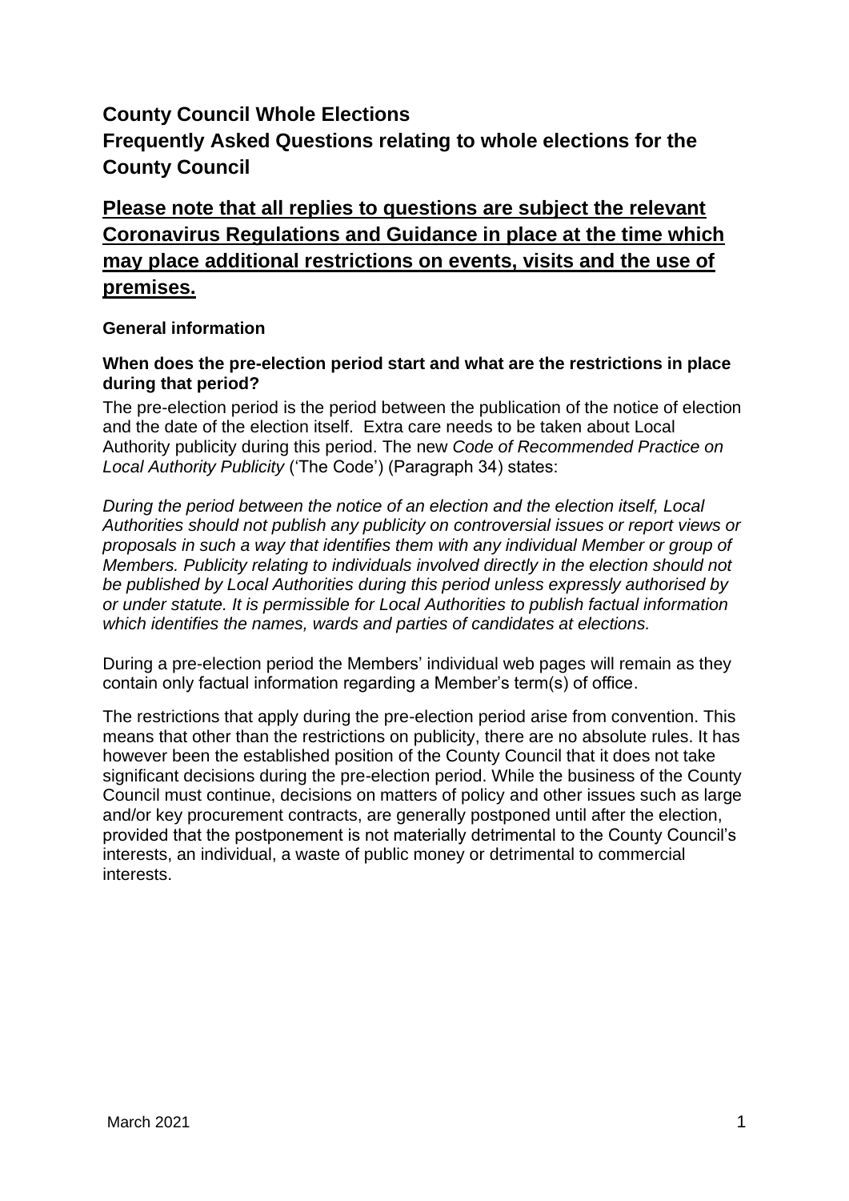# County Council Whole Elections

## Frequently Asked Questions relating to whole elections for the County Council

## <u>Please note that all replies to questions are subject the relevant Coronavirus Regulations and Guidance in place at the time which may place additional restrictions on events, visits and the use of premises.</u>

### General information

**When does the pre-election period start and what are the restrictions in place during that period?**

The pre-election period is the period between the publication of the notice of election and the date of the election itself. Extra care needs to be taken about Local Authority publicity during this period. The new *Code of Recommended Practice on Local Authority Publicity* ('The Code') (Paragraph 34) states:

*During the period between the notice of an election and the election itself, Local Authorities should not publish any publicity on controversial issues or report views or proposals in such a way that identifies them with any individual Member or group of Members. Publicity relating to individuals involved directly in the election should not be published by Local Authorities during this period unless expressly authorised by or under statute. It is permissible for Local Authorities to publish factual information which identifies the names, wards and parties of candidates at elections.*

During a pre-election period the Members' individual web pages will remain as they contain only factual information regarding a Member's term(s) of office.

The restrictions that apply during the pre-election period arise from convention. This means that other than the restrictions on publicity, there are no absolute rules. It has however been the established position of the County Council that it does not take significant decisions during the pre-election period. While the business of the County Council must continue, decisions on matters of policy and other issues such as large and/or key procurement contracts, are generally postponed until after the election, provided that the postponement is not materially detrimental to the County Council's interests, an individual, a waste of public money or detrimental to commercial interests.

March 2021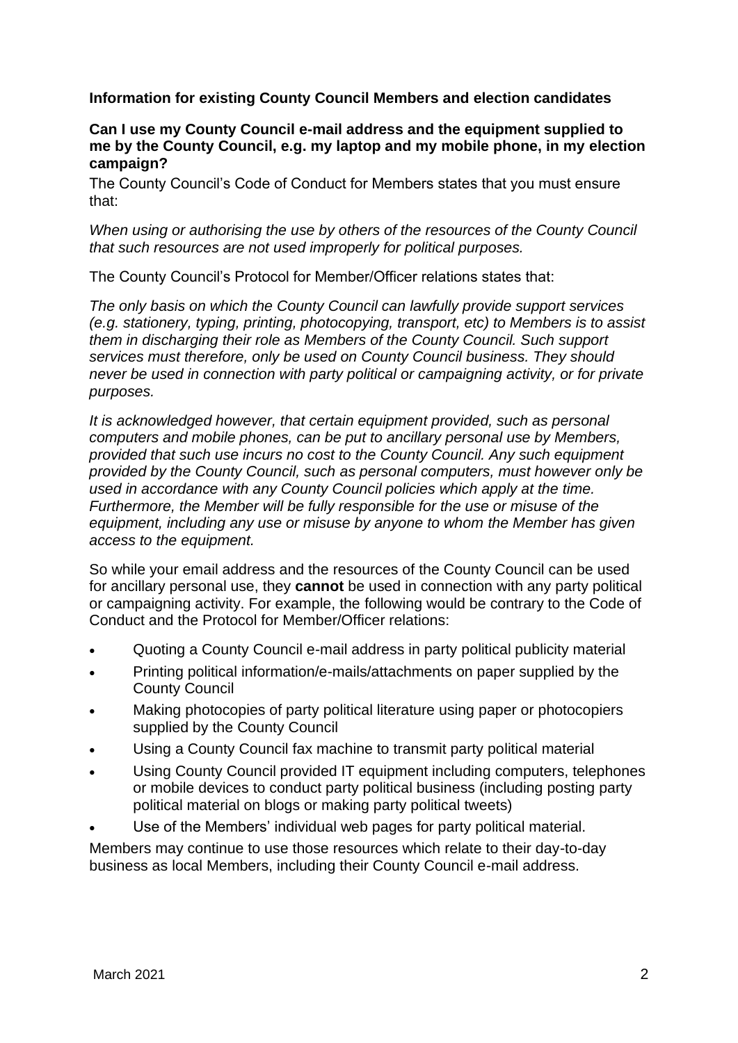**Information for existing County Council Members and election candidates**

**Can I use my County Council e-mail address and the equipment supplied to me by the County Council, e.g. my laptop and my mobile phone, in my election campaign?**

The County Council's Code of Conduct for Members states that you must ensure that:

*When using or authorising the use by others of the resources of the County Council that such resources are not used improperly for political purposes.*

The County Council's Protocol for Member/Officer relations states that:

*The only basis on which the County Council can lawfully provide support services (e.g. stationery, typing, printing, photocopying, transport, etc) to Members is to assist them in discharging their role as Members of the County Council. Such support services must therefore, only be used on County Council business. They should never be used in connection with party political or campaigning activity, or for private purposes.*

*It is acknowledged however, that certain equipment provided, such as personal computers and mobile phones, can be put to ancillary personal use by Members, provided that such use incurs no cost to the County Council. Any such equipment provided by the County Council, such as personal computers, must however only be used in accordance with any County Council policies which apply at the time. Furthermore, the Member will be fully responsible for the use or misuse of the equipment, including any use or misuse by anyone to whom the Member has given access to the equipment.*

So while your email address and the resources of the County Council can be used for ancillary personal use, they **cannot** be used in connection with any party political or campaigning activity. For example, the following would be contrary to the Code of Conduct and the Protocol for Member/Officer relations:

- Quoting a County Council e-mail address in party political publicity material
- Printing political information/e-mails/attachments on paper supplied by the County Council
- Making photocopies of party political literature using paper or photocopiers supplied by the County Council
- Using a County Council fax machine to transmit party political material
- Using County Council provided IT equipment including computers, telephones or mobile devices to conduct party political business (including posting party political material on blogs or making party political tweets)
- Use of the Members' individual web pages for party political material.

Members may continue to use those resources which relate to their day-to-day business as local Members, including their County Council e-mail address.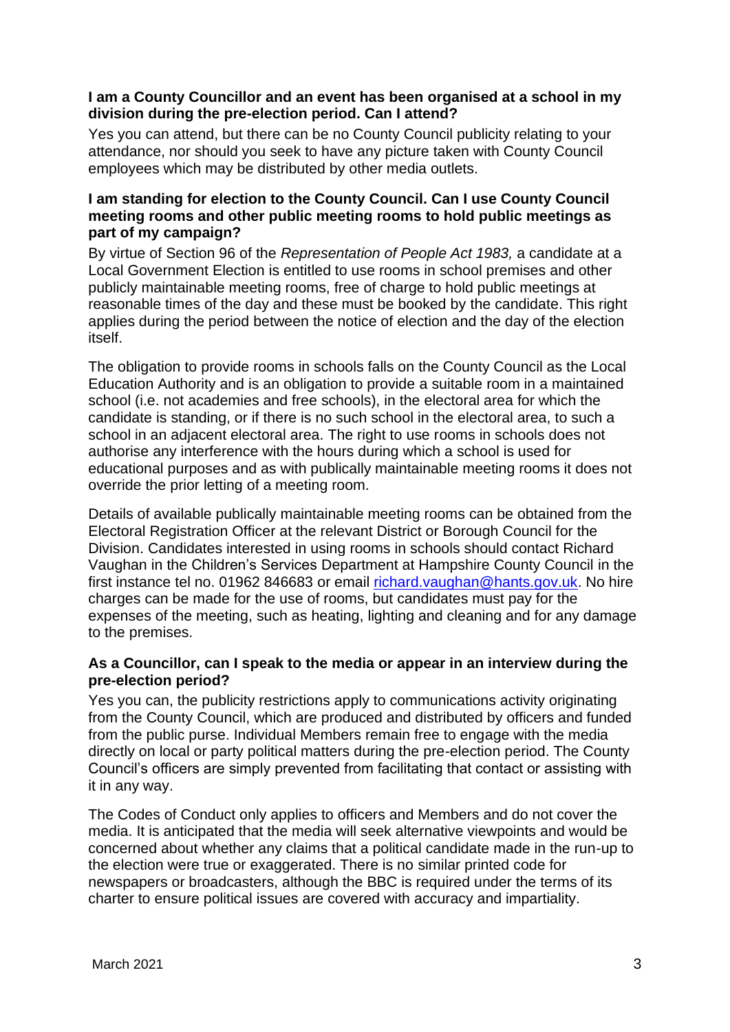**I am a County Councillor and an event has been organised at a school in my division during the pre-election period. Can I attend?**

Yes you can attend, but there can be no County Council publicity relating to your attendance, nor should you seek to have any picture taken with County Council employees which may be distributed by other media outlets.

**I am standing for election to the County Council. Can I use County Council meeting rooms and other public meeting rooms to hold public meetings as part of my campaign?**

By virtue of Section 96 of the *Representation of People Act 1983,* a candidate at a Local Government Election is entitled to use rooms in school premises and other publicly maintainable meeting rooms, free of charge to hold public meetings at reasonable times of the day and these must be booked by the candidate. This right applies during the period between the notice of election and the day of the election itself.

The obligation to provide rooms in schools falls on the County Council as the Local Education Authority and is an obligation to provide a suitable room in a maintained school (i.e. not academies and free schools), in the electoral area for which the candidate is standing, or if there is no such school in the electoral area, to such a school in an adjacent electoral area. The right to use rooms in schools does not authorise any interference with the hours during which a school is used for educational purposes and as with publically maintainable meeting rooms it does not override the prior letting of a meeting room.

Details of available publically maintainable meeting rooms can be obtained from the Electoral Registration Officer at the relevant District or Borough Council for the Division. Candidates interested in using rooms in schools should contact Richard Vaughan in the Children's Services Department at Hampshire County Council in the first instance tel no. 01962 846683 or email richard.vaughan@hants.gov.uk. No hire charges can be made for the use of rooms, but candidates must pay for the expenses of the meeting, such as heating, lighting and cleaning and for any damage to the premises.

**As a Councillor, can I speak to the media or appear in an interview during the pre-election period?**

Yes you can, the publicity restrictions apply to communications activity originating from the County Council, which are produced and distributed by officers and funded from the public purse. Individual Members remain free to engage with the media directly on local or party political matters during the pre-election period. The County Council's officers are simply prevented from facilitating that contact or assisting with it in any way.

The Codes of Conduct only applies to officers and Members and do not cover the media. It is anticipated that the media will seek alternative viewpoints and would be concerned about whether any claims that a political candidate made in the run-up to the election were true or exaggerated. There is no similar printed code for newspapers or broadcasters, although the BBC is required under the terms of its charter to ensure political issues are covered with accuracy and impartiality.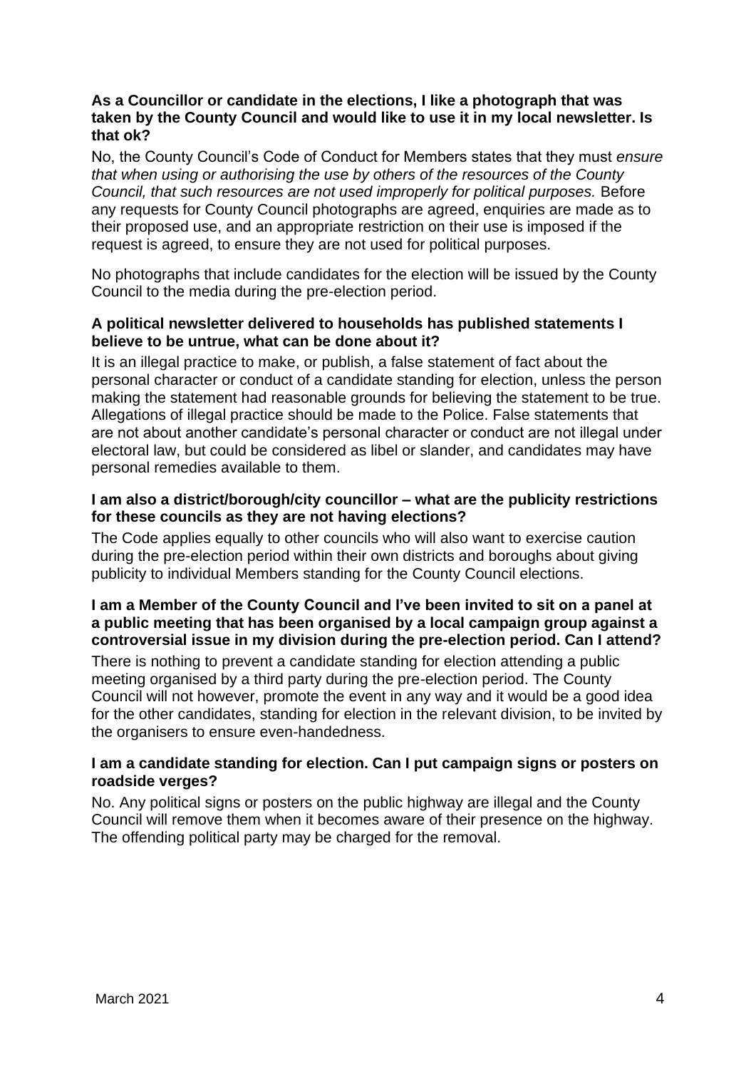**As a Councillor or candidate in the elections, I like a photograph that was taken by the County Council and would like to use it in my local newsletter. Is that ok?**

No, the County Council's Code of Conduct for Members states that they must *ensure that when using or authorising the use by others of the resources of the County Council, that such resources are not used improperly for political purposes.* Before any requests for County Council photographs are agreed, enquiries are made as to their proposed use, and an appropriate restriction on their use is imposed if the request is agreed, to ensure they are not used for political purposes.

No photographs that include candidates for the election will be issued by the County Council to the media during the pre-election period.

**A political newsletter delivered to households has published statements I believe to be untrue, what can be done about it?**

It is an illegal practice to make, or publish, a false statement of fact about the personal character or conduct of a candidate standing for election, unless the person making the statement had reasonable grounds for believing the statement to be true. Allegations of illegal practice should be made to the Police. False statements that are not about another candidate's personal character or conduct are not illegal under electoral law, but could be considered as libel or slander, and candidates may have personal remedies available to them.

**I am also a district/borough/city councillor – what are the publicity restrictions for these councils as they are not having elections?**

The Code applies equally to other councils who will also want to exercise caution during the pre-election period within their own districts and boroughs about giving publicity to individual Members standing for the County Council elections.

**I am a Member of the County Council and I've been invited to sit on a panel at a public meeting that has been organised by a local campaign group against a controversial issue in my division during the pre-election period. Can I attend?**

There is nothing to prevent a candidate standing for election attending a public meeting organised by a third party during the pre-election period. The County Council will not however, promote the event in any way and it would be a good idea for the other candidates, standing for election in the relevant division, to be invited by the organisers to ensure even-handedness.

**I am a candidate standing for election. Can I put campaign signs or posters on roadside verges?**

No. Any political signs or posters on the public highway are illegal and the County Council will remove them when it becomes aware of their presence on the highway. The offending political party may be charged for the removal.

March 2021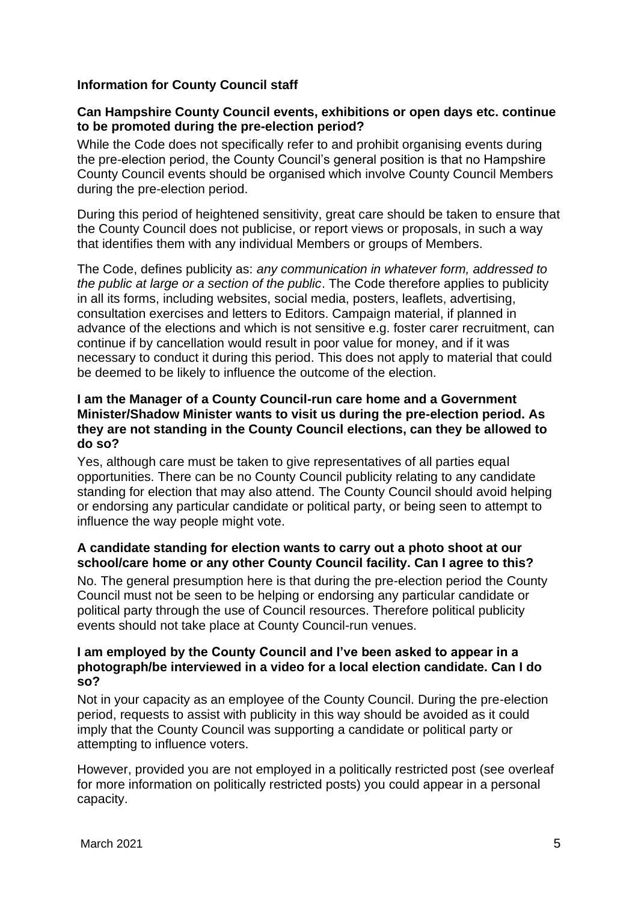**Information for County Council staff**

**Can Hampshire County Council events, exhibitions or open days etc. continue to be promoted during the pre-election period?**

While the Code does not specifically refer to and prohibit organising events during the pre-election period, the County Council's general position is that no Hampshire County Council events should be organised which involve County Council Members during the pre-election period.

During this period of heightened sensitivity, great care should be taken to ensure that the County Council does not publicise, or report views or proposals, in such a way that identifies them with any individual Members or groups of Members.

The Code, defines publicity as: *any communication in whatever form, addressed to the public at large or a section of the public*. The Code therefore applies to publicity in all its forms, including websites, social media, posters, leaflets, advertising, consultation exercises and letters to Editors. Campaign material, if planned in advance of the elections and which is not sensitive e.g. foster carer recruitment, can continue if by cancellation would result in poor value for money, and if it was necessary to conduct it during this period. This does not apply to material that could be deemed to be likely to influence the outcome of the election.

**I am the Manager of a County Council-run care home and a Government Minister/Shadow Minister wants to visit us during the pre-election period. As they are not standing in the County Council elections, can they be allowed to do so?**

Yes, although care must be taken to give representatives of all parties equal opportunities. There can be no County Council publicity relating to any candidate standing for election that may also attend. The County Council should avoid helping or endorsing any particular candidate or political party, or being seen to attempt to influence the way people might vote.

**A candidate standing for election wants to carry out a photo shoot at our school/care home or any other County Council facility. Can I agree to this?**

No. The general presumption here is that during the pre-election period the County Council must not be seen to be helping or endorsing any particular candidate or political party through the use of Council resources. Therefore political publicity events should not take place at County Council-run venues.

**I am employed by the County Council and I've been asked to appear in a photograph/be interviewed in a video for a local election candidate. Can I do so?**

Not in your capacity as an employee of the County Council. During the pre-election period, requests to assist with publicity in this way should be avoided as it could imply that the County Council was supporting a candidate or political party or attempting to influence voters.

However, provided you are not employed in a politically restricted post (see overleaf for more information on politically restricted posts) you could appear in a personal capacity.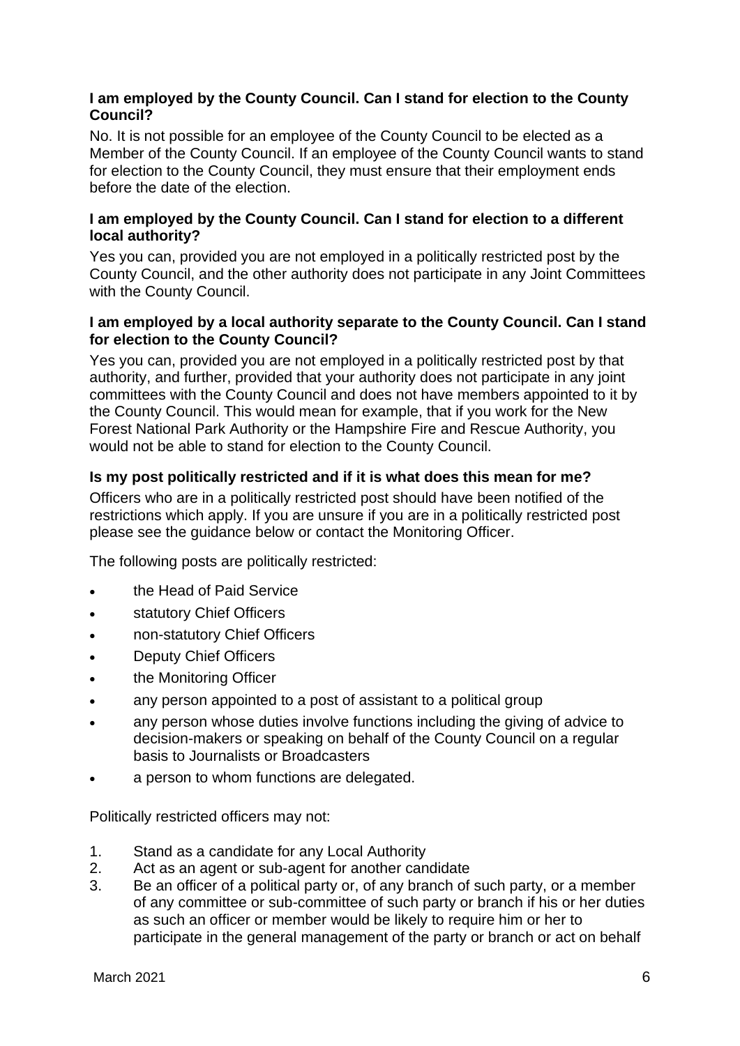**I am employed by the County Council. Can I stand for election to the County Council?**

No. It is not possible for an employee of the County Council to be elected as a Member of the County Council. If an employee of the County Council wants to stand for election to the County Council, they must ensure that their employment ends before the date of the election.

**I am employed by the County Council. Can I stand for election to a different local authority?**

Yes you can, provided you are not employed in a politically restricted post by the County Council, and the other authority does not participate in any Joint Committees with the County Council.

**I am employed by a local authority separate to the County Council. Can I stand for election to the County Council?**

Yes you can, provided you are not employed in a politically restricted post by that authority, and further, provided that your authority does not participate in any joint committees with the County Council and does not have members appointed to it by the County Council. This would mean for example, that if you work for the New Forest National Park Authority or the Hampshire Fire and Rescue Authority, you would not be able to stand for election to the County Council.

**Is my post politically restricted and if it is what does this mean for me?**

Officers who are in a politically restricted post should have been notified of the restrictions which apply. If you are unsure if you are in a politically restricted post please see the guidance below or contact the Monitoring Officer.

The following posts are politically restricted:

- the Head of Paid Service
- statutory Chief Officers
- non-statutory Chief Officers
- Deputy Chief Officers
- the Monitoring Officer
- any person appointed to a post of assistant to a political group
- any person whose duties involve functions including the giving of advice to decision-makers or speaking on behalf of the County Council on a regular basis to Journalists or Broadcasters
- a person to whom functions are delegated.

Politically restricted officers may not:

1. Stand as a candidate for any Local Authority
2. Act as an agent or sub-agent for another candidate
3. Be an officer of a political party or, of any branch of such party, or a member of any committee or sub-committee of such party or branch if his or her duties as such an officer or member would be likely to require him or her to participate in the general management of the party or branch or act on behalf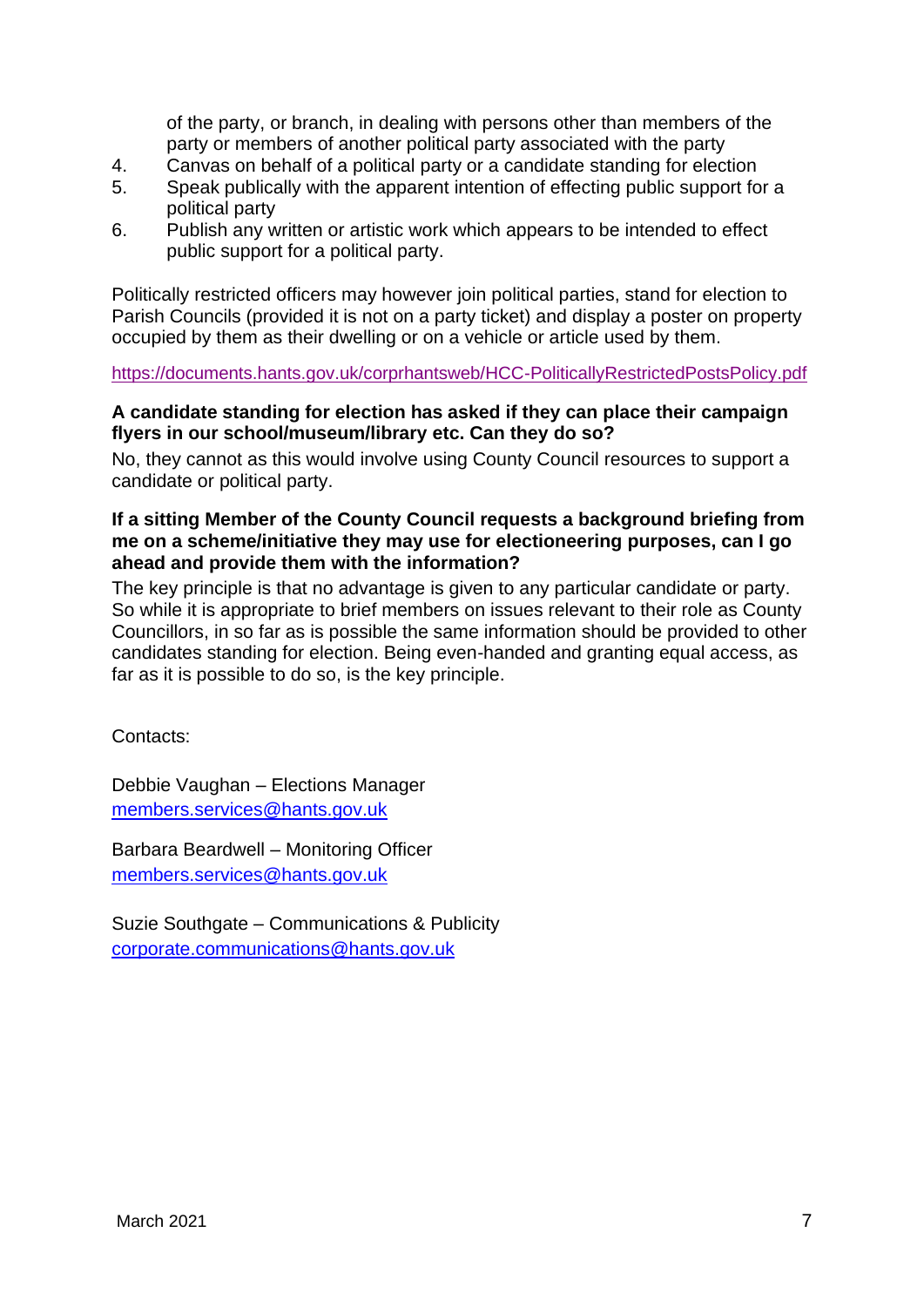of the party, or branch, in dealing with persons other than members of the party or members of another political party associated with the party

4. Canvas on behalf of a political party or a candidate standing for election
5. Speak publically with the apparent intention of effecting public support for a political party
6. Publish any written or artistic work which appears to be intended to effect public support for a political party.

Politically restricted officers may however join political parties, stand for election to Parish Councils (provided it is not on a party ticket) and display a poster on property occupied by them as their dwelling or on a vehicle or article used by them.

https://documents.hants.gov.uk/corprhantsweb/HCC-PoliticallyRestrictedPostsPolicy.pdf

**A candidate standing for election has asked if they can place their campaign flyers in our school/museum/library etc. Can they do so?**

No, they cannot as this would involve using County Council resources to support a candidate or political party.

**If a sitting Member of the County Council requests a background briefing from me on a scheme/initiative they may use for electioneering purposes, can I go ahead and provide them with the information?**

The key principle is that no advantage is given to any particular candidate or party. So while it is appropriate to brief members on issues relevant to their role as County Councillors, in so far as is possible the same information should be provided to other candidates standing for election. Being even-handed and granting equal access, as far as it is possible to do so, is the key principle.

Contacts:

Debbie Vaughan – Elections Manager
members.services@hants.gov.uk

Barbara Beardwell – Monitoring Officer
members.services@hants.gov.uk

Suzie Southgate – Communications & Publicity
corporate.communications@hants.gov.uk

March 2021